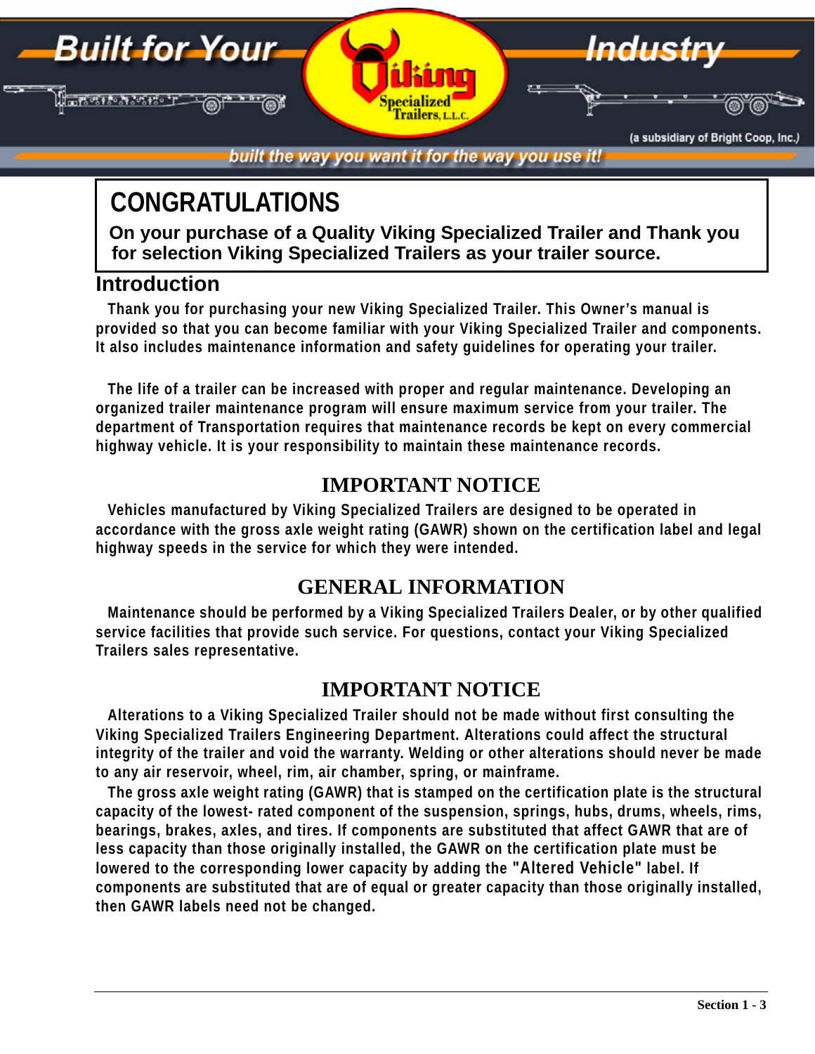Built for Your Industry

Viking Specialized Trailers, L.L.C.

(a subsidiary of Bright Coop, Inc.)

*built the way you want it for the way you use it!*

# CONGRATULATIONS

**On your purchase of a Quality Viking Specialized Trailer and Thank you for selection Viking Specialized Trailers as your trailer source.**

## Introduction

Thank you for purchasing your new Viking Specialized Trailer. This Owner's manual is provided so that you can become familiar with your Viking Specialized Trailer and components. It also includes maintenance information and safety guidelines for operating your trailer.

The life of a trailer can be increased with proper and regular maintenance. Developing an organized trailer maintenance program will ensure maximum service from your trailer. The department of Transportation requires that maintenance records be kept on every commercial highway vehicle. It is your responsibility to maintain these maintenance records.

## IMPORTANT NOTICE

Vehicles manufactured by Viking Specialized Trailers are designed to be operated in accordance with the gross axle weight rating (GAWR) shown on the certification label and legal highway speeds in the service for which they were intended.

## GENERAL INFORMATION

Maintenance should be performed by a Viking Specialized Trailers Dealer, or by other qualified service facilities that provide such service. For questions, contact your Viking Specialized Trailers sales representative.

## IMPORTANT NOTICE

Alterations to a Viking Specialized Trailer should not be made without first consulting the Viking Specialized Trailers Engineering Department. Alterations could affect the structural integrity of the trailer and void the warranty. Welding or other alterations should never be made to any air reservoir, wheel, rim, air chamber, spring, or mainframe.

The gross axle weight rating (GAWR) that is stamped on the certification plate is the structural capacity of the lowest- rated component of the suspension, springs, hubs, drums, wheels, rims, bearings, brakes, axles, and tires. If components are substituted that affect GAWR that are of less capacity than those originally installed, the GAWR on the certification plate must be lowered to the corresponding lower capacity by adding the "Altered Vehicle" label. If components are substituted that are of equal or greater capacity than those originally installed, then GAWR labels need not be changed.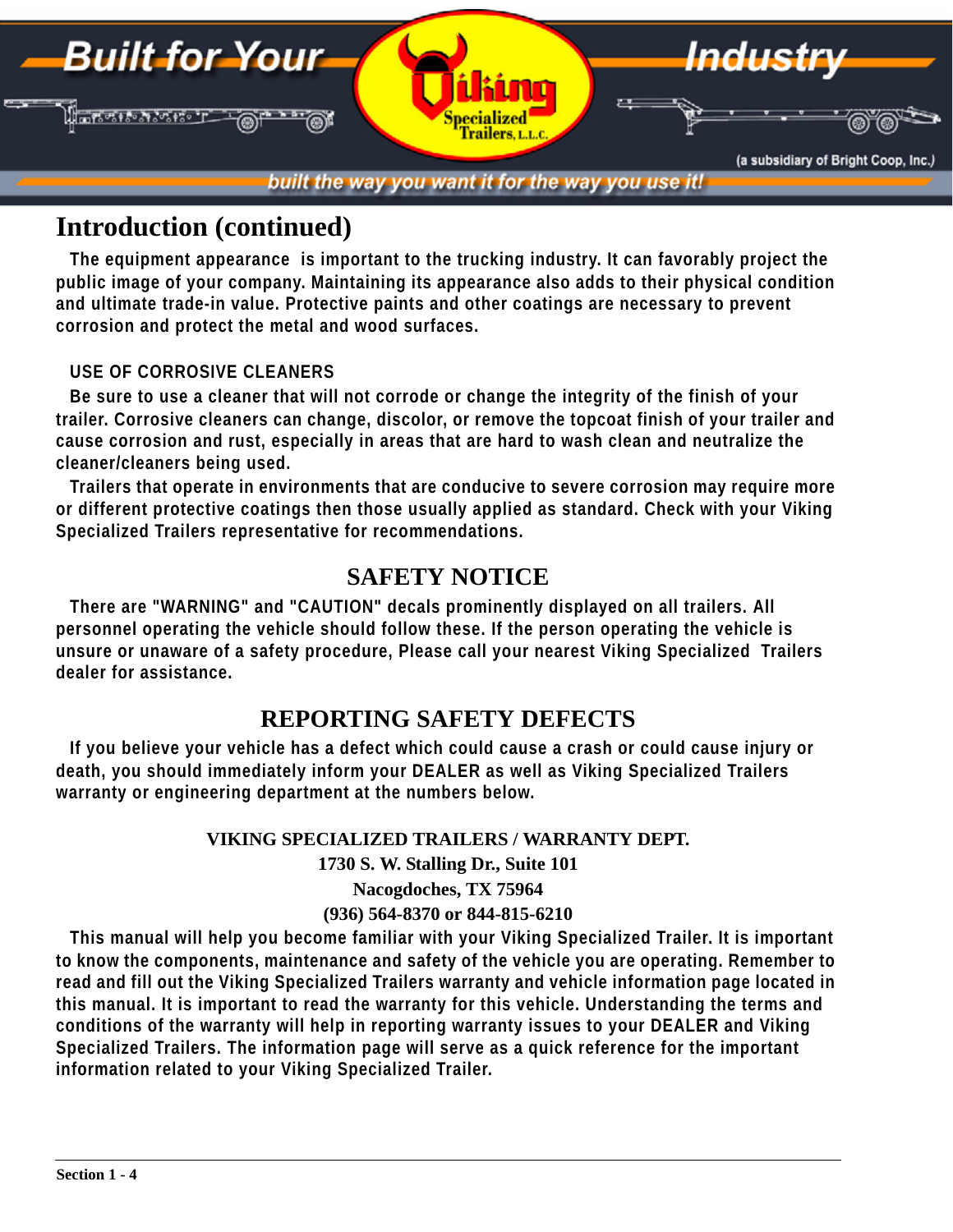# Introduction (continued)

The equipment appearance  is important to the trucking industry. It can favorably project the public image of your company. Maintaining its appearance also adds to their physical condition and ultimate trade-in value. Protective paints and other coatings are necessary to prevent corrosion and protect the metal and wood surfaces.

USE OF CORROSIVE CLEANERS

Be sure to use a cleaner that will not corrode or change the integrity of the finish of your trailer. Corrosive cleaners can change, discolor, or remove the topcoat finish of your trailer and cause corrosion and rust, especially in areas that are hard to wash clean and neutralize the cleaner/cleaners being used.

Trailers that operate in environments that are conducive to severe corrosion may require more or different protective coatings then those usually applied as standard. Check with your Viking Specialized Trailers representative for recommendations.

## SAFETY NOTICE

There are "WARNING" and "CAUTION" decals prominently displayed on all trailers. All personnel operating the vehicle should follow these. If the person operating the vehicle is unsure or unaware of a safety procedure, Please call your nearest Viking Specialized  Trailers dealer for assistance.

## REPORTING SAFETY DEFECTS

If you believe your vehicle has a defect which could cause a crash or could cause injury or death, you should immediately inform your DEALER as well as Viking Specialized Trailers warranty or engineering department at the numbers below.

**VIKING SPECIALIZED TRAILERS / WARRANTY DEPT.**
**1730 S. W. Stalling Dr., Suite 101**
**Nacogdoches, TX 75964**
**(936) 564-8370 or 844-815-6210**

This manual will help you become familiar with your Viking Specialized Trailer. It is important to know the components, maintenance and safety of the vehicle you are operating. Remember to read and fill out the Viking Specialized Trailers warranty and vehicle information page located in this manual. It is important to read the warranty for this vehicle. Understanding the terms and conditions of the warranty will help in reporting warranty issues to your DEALER and Viking Specialized Trailers. The information page will serve as a quick reference for the important information related to your Viking Specialized Trailer.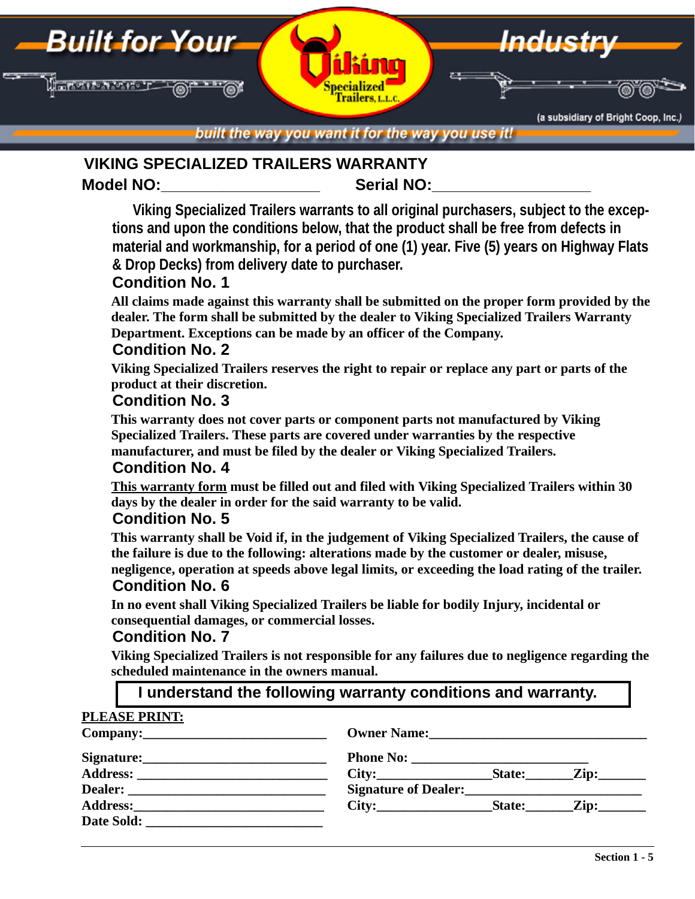Built for Your Industry

Viking Specialized Trailers, L.L.C.

(a subsidiary of Bright Coop, Inc.)

*built the way you want it for the way you use it!*

# VIKING SPECIALIZED TRAILERS WARRANTY

**Model NO:__________________ Serial NO:__________________**

**Viking Specialized Trailers warrants to all original purchasers, subject to the exceptions and upon the conditions below, that the product shall be free from defects in material and workmanship, for a period of one (1) year. Five (5) years on Highway Flats & Drop Decks) from delivery date to purchaser.**

### Condition No. 1

**All claims made against this warranty shall be submitted on the proper form provided by the dealer. The form shall be submitted by the dealer to Viking Specialized Trailers Warranty Department. Exceptions can be made by an officer of the Company.**

### Condition No. 2

**Viking Specialized Trailers reserves the right to repair or replace any part or parts of the product at their discretion.**

### Condition No. 3

**This warranty does not cover parts or component parts not manufactured by Viking Specialized Trailers. These parts are covered under warranties by the respective manufacturer, and must be filed by the dealer or Viking Specialized Trailers.**

### Condition No. 4

**<u>This warranty form</u> must be filled out and filed with Viking Specialized Trailers within 30 days by the dealer in order for the said warranty to be valid.**

### Condition No. 5

**This warranty shall be Void if, in the judgement of Viking Specialized Trailers, the cause of the failure is due to the following: alterations made by the customer or dealer, misuse, negligence, operation at speeds above legal limits, or exceeding the load rating of the trailer.**

### Condition No. 6

**In no event shall Viking Specialized Trailers be liable for bodily Injury, incidental or consequential damages, or commercial losses.**

### Condition No. 7

**Viking Specialized Trailers is not responsible for any failures due to negligence regarding the scheduled maintenance in the owners manual.**

**I understand the following warranty conditions and warranty.**

**<u>PLEASE PRINT:</u>**

**Company:__________________________**

**Signature:__________________________**

**Address: __________________________**

**Dealer: __________________________**

**Address:__________________________**

**Date Sold: __________________________**

**Owner Name:________________________________**

**Phone No: __________________________**

**City:________________State:_______Zip:_______**

**Signature of Dealer:__________________________**

**City:________________State:_______Zip:_______**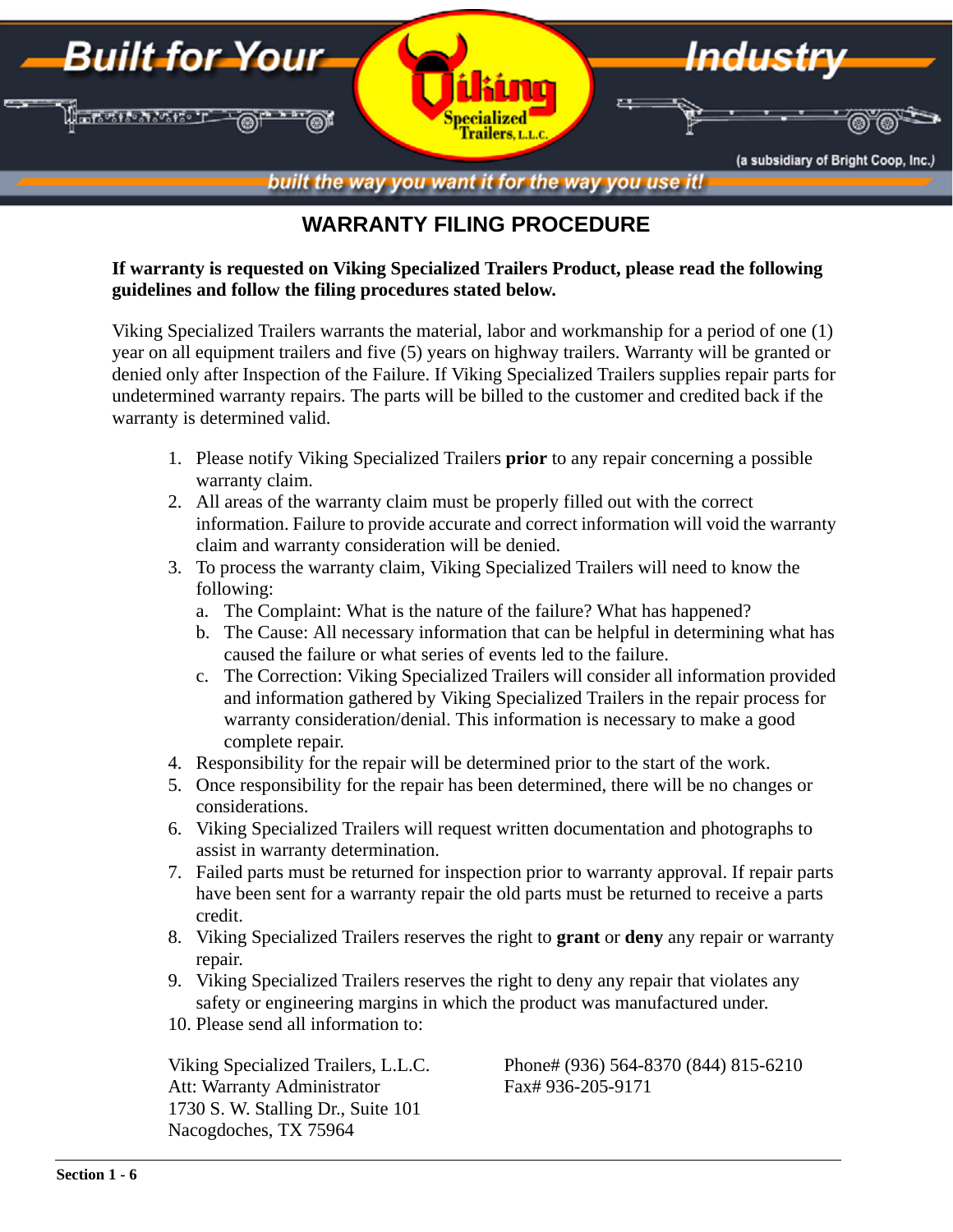# WARRANTY FILING PROCEDURE

**If warranty is requested on Viking Specialized Trailers Product, please read the following guidelines and follow the filing procedures stated below.**

Viking Specialized Trailers warrants the material, labor and workmanship for a period of one (1) year on all equipment trailers and five (5) years on highway trailers. Warranty will be granted or denied only after Inspection of the Failure. If Viking Specialized Trailers supplies repair parts for undetermined warranty repairs. The parts will be billed to the customer and credited back if the warranty is determined valid.

1. Please notify Viking Specialized Trailers **prior** to any repair concerning a possible warranty claim.
2. All areas of the warranty claim must be properly filled out with the correct information. Failure to provide accurate and correct information will void the warranty claim and warranty consideration will be denied.
3. To process the warranty claim, Viking Specialized Trailers will need to know the following:
   a. The Complaint: What is the nature of the failure? What has happened?
   b. The Cause: All necessary information that can be helpful in determining what has caused the failure or what series of events led to the failure.
   c. The Correction: Viking Specialized Trailers will consider all information provided and information gathered by Viking Specialized Trailers in the repair process for warranty consideration/denial. This information is necessary to make a good complete repair.
4. Responsibility for the repair will be determined prior to the start of the work.
5. Once responsibility for the repair has been determined, there will be no changes or considerations.
6. Viking Specialized Trailers will request written documentation and photographs to assist in warranty determination.
7. Failed parts must be returned for inspection prior to warranty approval. If repair parts have been sent for a warranty repair the old parts must be returned to receive a parts credit.
8. Viking Specialized Trailers reserves the right to **grant** or **deny** any repair or warranty repair.
9. Viking Specialized Trailers reserves the right to deny any repair that violates any safety or engineering margins in which the product was manufactured under.
10. Please send all information to:

Viking Specialized Trailers, L.L.C.
Att: Warranty Administrator
1730 S. W. Stalling Dr., Suite 101
Nacogdoches, TX 75964

Phone# (936) 564-8370 (844) 815-6210
Fax# 936-205-9171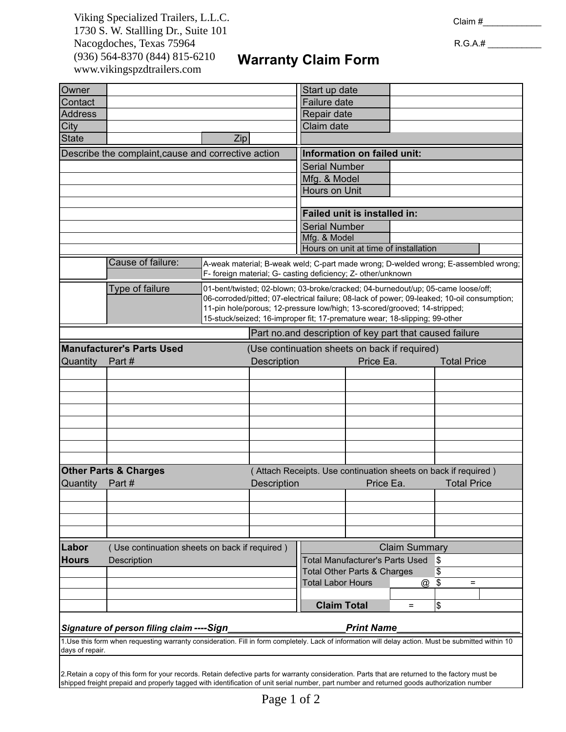Viking Specialized Trailers, L.L.C.
1730 S. W. Stallling Dr., Suite 101
Nacogdoches, Texas 75964
(936) 564-8370 (844) 815-6210
www.vikingspzdtrailers.com

# Warranty Claim Form

Claim #____________

R.G.A.# ___________

| Owner | | | Start up date | |
|---|---|---|---|---|
| Contact | | | Failure date | |
| Address | | | Repair date | |
| City | | | Claim date | |
| State | | Zip | | |

| Describe the complaint,cause and corrective action | **Information on failed unit:** | |
|---|---|---|
| | Serial Number | |
| | Mfg. & Model | |
| | Hours on Unit | |
| | | |
| | **Failed unit is installed in:** | |
| | Serial Number | |
| | Mfg. & Model | |
| | Hours on unit at time of installation | |

| | Cause of failure: | A-weak material; B-weak weld; C-part made wrong; D-welded wrong; E-assembled wrong; F- foreign material; G- casting deficiency; Z- other/unknown |
|---|---|---|

| | Type of failure | 01-bent/twisted; 02-blown; 03-broke/cracked; 04-burnedout/up; 05-came loose/off; 06-corroded/pitted; 07-electrical failure; 08-lack of power; 09-leaked; 10-oil consumption; 11-pin hole/porous; 12-pressure low/high; 13-scored/grooved; 14-stripped; 15-stuck/seized; 16-improper fit; 17-premature wear; 18-slipping; 99-other |
|---|---|---|

| | Part no.and description of key part that caused failure |
|---|---|

**Manufacturer's Parts Used** (Use continuation sheets on back if required)

| Quantity | Part # | Description | Price Ea. | Total Price |
|---|---|---|---|---|
| | | | | |
| | | | | |
| | | | | |
| | | | | |
| | | | | |
| | | | | |
| | | | | |
| | | | | |

**Other Parts & Charges** ( Attach Receipts. Use continuation sheets on back if required )

| Quantity | Part # | Description | Price Ea. | Total Price |
|---|---|---|---|---|
| | | | | |
| | | | | |
| | | | | |
| | | | | |

| **Labor Hours** | ( Use continuation sheets on back if required ) Description |
|---|---|
| | |
| | |
| | |
| | |

| Claim Summary | | |
|---|---|---|
| Total Manufacturer's Parts Used | | $ |
| Total Other Parts & Charges | | $ |
| Total Labor Hours | @ | $ = |
| | | |
| **Claim Total** | = | $ |

***Signature of person filing claim ----Sign______________________Print Name______________________***

1.Use this form when requesting warranty consideration. Fill in form completely. Lack of information will delay action. Must be submitted within 10 days of repair.

2.Retain a copy of this form for your records. Retain defective parts for warranty consideration. Parts that are returned to the factory must be shipped freight prepaid and properly tagged with identification of unit serial number, part number and returned goods authorization number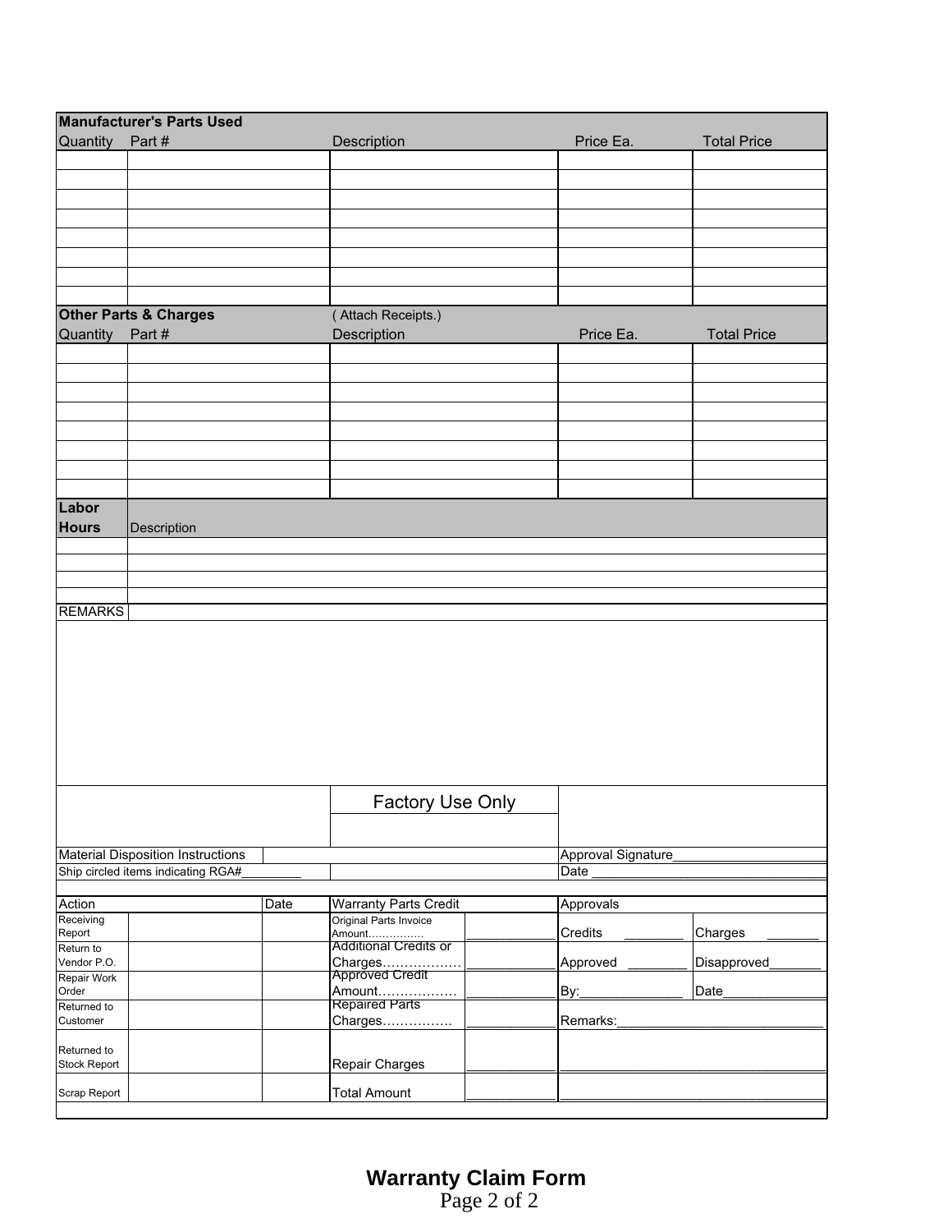| **Manufacturer's Parts Used** | | | | |
|---|---|---|---|---|
| Quantity | Part # | Description | Price Ea. | Total Price |
| | | | | |
| | | | | |
| | | | | |
| | | | | |
| | | | | |
| | | | | |
| | | | | |
| | | | | |

| **Other Parts & Charges** | | ( Attach Receipts.) | | |
|---|---|---|---|---|
| Quantity | Part # | Description | Price Ea. | Total Price |
| | | | | |
| | | | | |
| | | | | |
| | | | | |
| | | | | |
| | | | | |
| | | | | |
| | | | | |

| **Labor Hours** | Description |
|---|---|
| | |
| | |
| | |
| | |
| REMARKS | |

Factory Use Only

| | | | |
|---|---|---|---|
| Material Disposition Instructions | | | Approval Signature___________________ |
| Ship circled items indicating RGA#________ | | | Date ___________________ |

| Action | | Date | Warranty Parts Credit | | Approvals | |
|---|---|---|---|---|---|---|
| Receiving Report | | | Original Parts Invoice Amount............... | ____________ | Credits ________ | Charges _______ |
| Return to Vendor P.O. | | | Additional Credits or Charges……………… | ____________ | Approved ________ | Disapproved_______ |
| Repair Work Order | | | Approved Credit Amount……………… | ____________ | By:______________ | Date_____________ |
| Returned to Customer | | | Repaired Parts Charges……………. | ____________ | Remarks:___________________________ | |
| Returned to Stock Report | | | Repair Charges | ____________ | ___________________________________ | |
| Scrap Report | | | Total Amount | ____________ | ___________________________________ | |

**Warranty Claim Form**